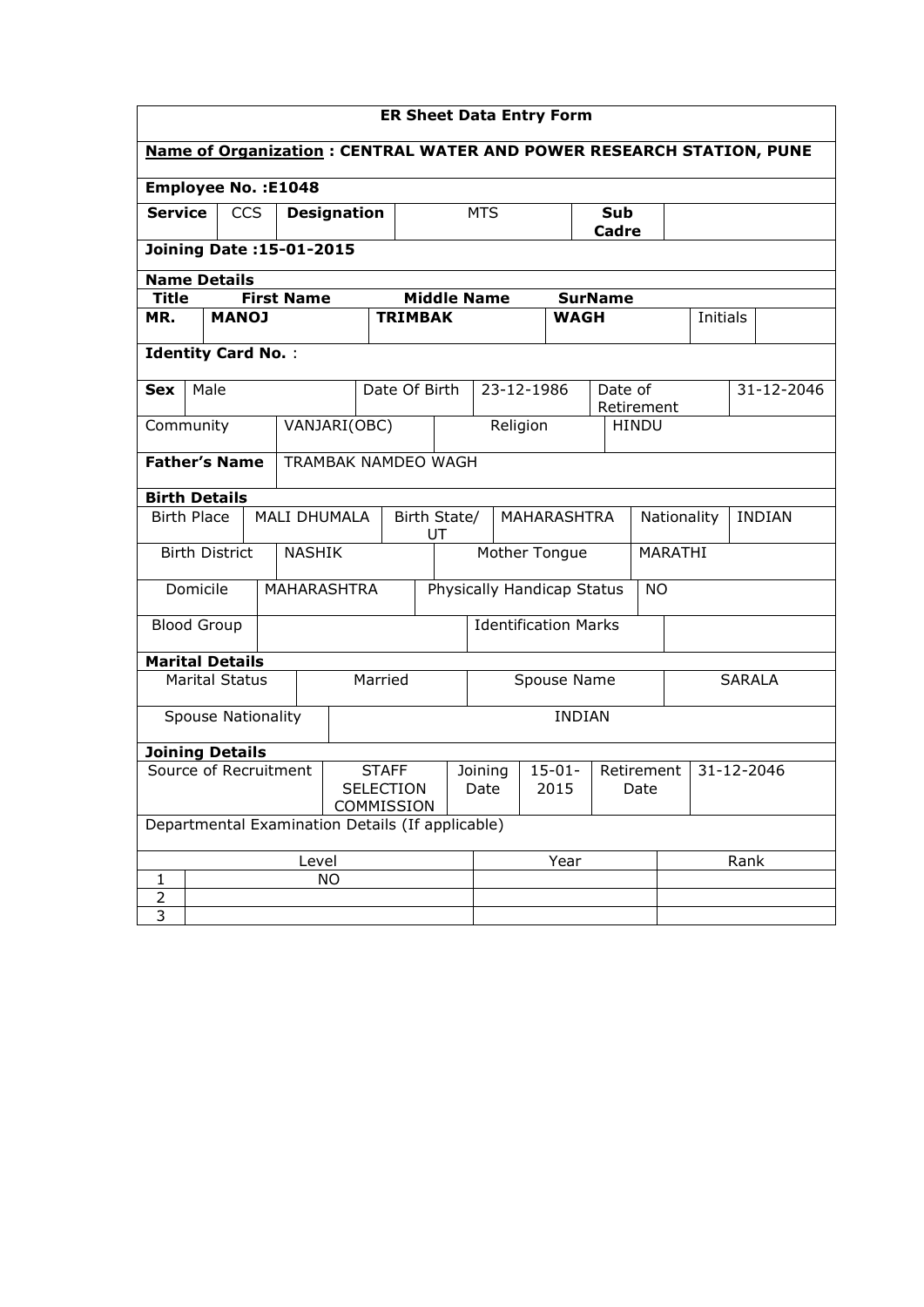## ER Sheet Data Entry Form

**Name of Organization : CENTRAL WATER AND POWER RESEARCH STATION, PUNE**

**Employee No. :E1048**

| **Service** | CCS | **Designation** | MTS | **Sub Cadre** | |
|---|---|---|---|---|---|

**Joining Date :15-01-2015**

**Name Details**

| **Title** | **First Name** | **Middle Name** | **SurName** | | |
|---|---|---|---|---|---|
| **MR.** | **MANOJ** | **TRIMBAK** | **WAGH** | Initials | |

**Identity Card No.** :

| **Sex** | Male | Date Of Birth | 23-12-1986 | Date of Retirement | 31-12-2046 |
|---|---|---|---|---|---|

| Community | VANJARI(OBC) | Religion | HINDU |
|---|---|---|---|

| **Father's Name** | TRAMBAK NAMDEO WAGH |
|---|---|

**Birth Details**

| Birth Place | MALI DHUMALA | Birth State/ UT | MAHARASHTRA | Nationality | INDIAN |
|---|---|---|---|---|---|

| Birth District | NASHIK | Mother Tongue | MARATHI |
|---|---|---|---|

| Domicile | MAHARASHTRA | Physically Handicap Status | NO |
|---|---|---|---|

| Blood Group | | Identification Marks | |
|---|---|---|---|

**Marital Details**

| Marital Status | Married | Spouse Name | SARALA |
|---|---|---|---|

| Spouse Nationality | INDIAN |
|---|---|

**Joining Details**

| Source of Recruitment | STAFF SELECTION COMMISSION | Joining Date | 15-01-2015 | Retirement Date | 31-12-2046 |
|---|---|---|---|---|---|

Departmental Examination Details (If applicable)

| | Level | Year | Rank |
|---|---|---|---|
| 1 | NO | | |
| 2 | | | |
| 3 | | | |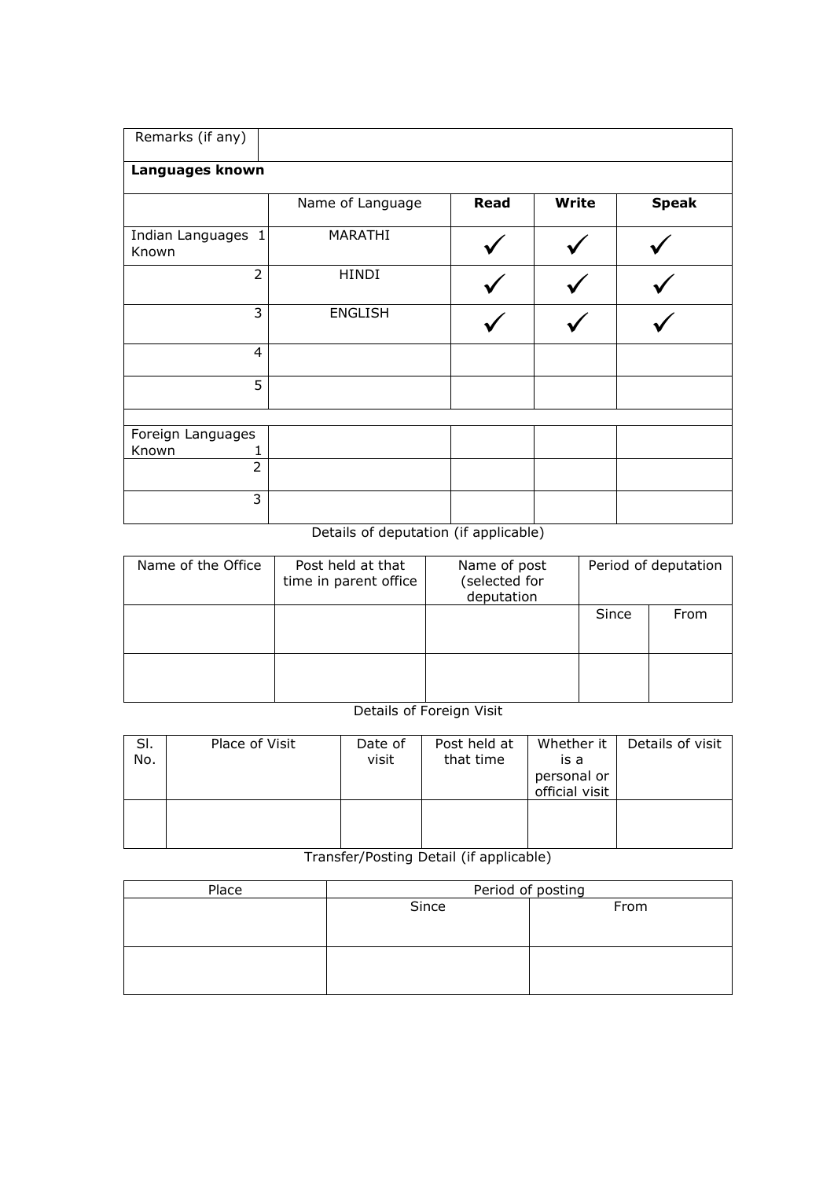| Remarks (if any) | | | | |
|---|---|---|---|---|
| **Languages known** | | | | |
| | Name of Language | **Read** | **Write** | **Speak** |
| Indian Languages Known 1 | MARATHI | ✓ | ✓ | ✓ |
| 2 | HINDI | ✓ | ✓ | ✓ |
| 3 | ENGLISH | ✓ | ✓ | ✓ |
| 4 | | | | |
| 5 | | | | |
| | | | | |
| Foreign Languages Known 1 | | | | |
| 2 | | | | |
| 3 | | | | |

Details of deputation (if applicable)

| Name of the Office | Post held at that time in parent office | Name of post (selected for deputation | Period of deputation | |
|---|---|---|---|---|
| | | | Since | From |
| | | | | |

Details of Foreign Visit

| Sl. No. | Place of Visit | Date of visit | Post held at that time | Whether it is a personal or official visit | Details of visit |
|---|---|---|---|---|---|
| | | | | | |

Transfer/Posting Detail (if applicable)

| Place | Period of posting | |
|---|---|---|
| | Since | From |
| | | |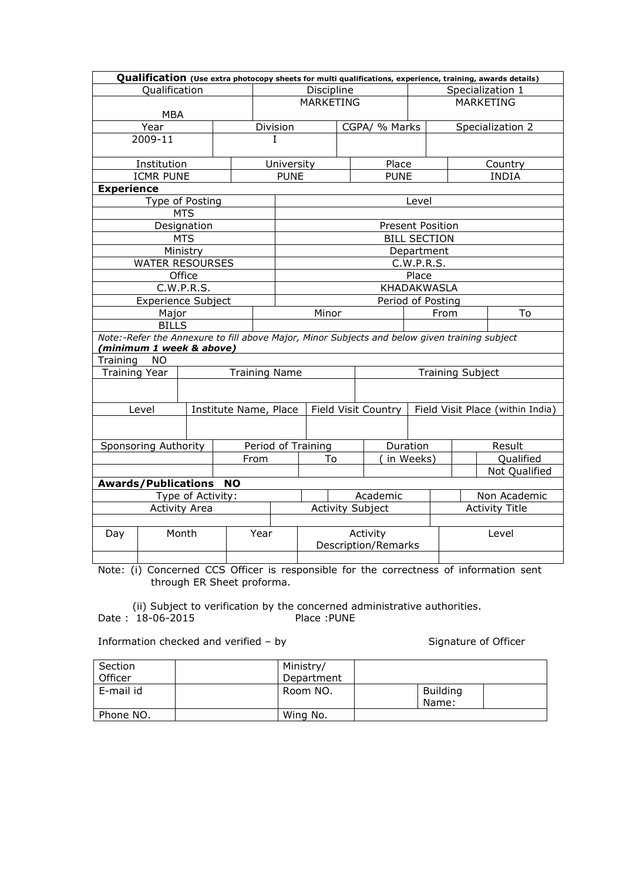**Qualification** (Use extra photocopy sheets for multi qualifications, experience, training, awards details)

| Qualification | Discipline | Specialization 1 |
|---|---|---|
| MBA | MARKETING | MARKETING |

| Year | Division | CGPA/ % Marks | Specialization 2 |
|---|---|---|---|
| 2009-11 | I | | |

| Institution | University | Place | Country |
|---|---|---|---|
| ICMR PUNE | PUNE | PUNE | INDIA |

**Experience**

| | |
|---|---|
| Type of Posting | Level |
| MTS | |
| Designation | Present Position |
| MTS | BILL SECTION |
| Ministry | Department |
| WATER RESOURSES | C.W.P.R.S. |
| Office | Place |
| C.W.P.R.S. | KHADAKWASLA |
| Experience Subject | Period of Posting |

| Major | Minor | From | To |
|---|---|---|---|
| BILLS | | | |

*Note:-Refer the Annexure to fill above Major, Minor Subjects and below given training subject* ***(minimum 1 week & above)***

Training NO

| Training Year | Training Name | Training Subject |
|---|---|---|
| | | |

| Level | Institute Name, Place | Field Visit Country | Field Visit Place (within India) |
|---|---|---|---|
| | | | |

| Sponsoring Authority | Period of Training | | Duration | Result | |
|---|---|---|---|---|---|
| | From | To | ( in Weeks) | | Qualified |
| | | | | | Not Qualified |

**Awards/Publications NO**

| Type of Activity: | | Academic | | Non Academic |
|---|---|---|---|---|
| Activity Area | Activity Subject | | Activity Title | |
| | | | | |

| Day | Month | Year | Activity Description/Remarks | Level |
|---|---|---|---|---|
| | | | | |

Note: (i) Concerned CCS Officer is responsible for the correctness of information sent through ER Sheet proforma.

(ii) Subject to verification by the concerned administrative authorities.

Date : 18-06-2015 Place :PUNE

Information checked and verified – by Signature of Officer

| | | | | | |
|---|---|---|---|---|---|
| Section Officer | | Ministry/ Department | | | |
| E-mail id | | Room NO. | | Building Name: | |
| Phone NO. | | Wing No. | | | |